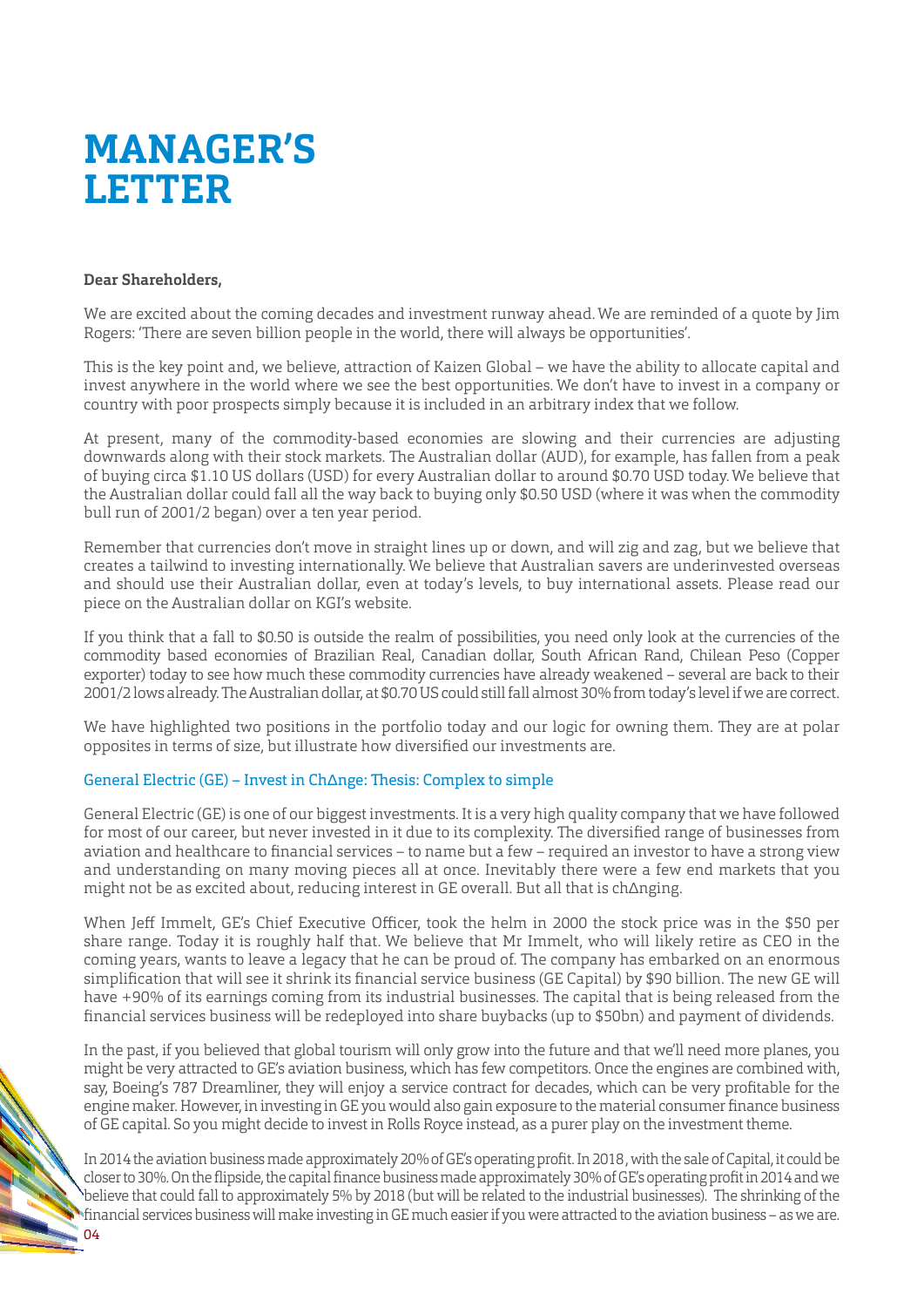# MANAGER'S LETTER

**Dear Shareholders,**

We are excited about the coming decades and investment runway ahead. We are reminded of a quote by Jim Rogers: 'There are seven billion people in the world, there will always be opportunities'.

This is the key point and, we believe, attraction of Kaizen Global – we have the ability to allocate capital and invest anywhere in the world where we see the best opportunities. We don't have to invest in a company or country with poor prospects simply because it is included in an arbitrary index that we follow.

At present, many of the commodity-based economies are slowing and their currencies are adjusting downwards along with their stock markets. The Australian dollar (AUD), for example, has fallen from a peak of buying circa $1.10 US dollars (USD) for every Australian dollar to around $0.70 USD today. We believe that the Australian dollar could fall all the way back to buying only $0.50 USD (where it was when the commodity bull run of 2001/2 began) over a ten year period.

Remember that currencies don't move in straight lines up or down, and will zig and zag, but we believe that creates a tailwind to investing internationally. We believe that Australian savers are underinvested overseas and should use their Australian dollar, even at today's levels, to buy international assets. Please read our piece on the Australian dollar on KGI's website.

If you think that a fall to $0.50 is outside the realm of possibilities, you need only look at the currencies of the commodity based economies of Brazilian Real, Canadian dollar, South African Rand, Chilean Peso (Copper exporter) today to see how much these commodity currencies have already weakened – several are back to their 2001/2 lows already. The Australian dollar, at $0.70 US could still fall almost 30% from today's level if we are correct.

We have highlighted two positions in the portfolio today and our logic for owning them. They are at polar opposites in terms of size, but illustrate how diversified our investments are.

## General Electric (GE) – Invest in ChΔnge: Thesis: Complex to simple

General Electric (GE) is one of our biggest investments. It is a very high quality company that we have followed for most of our career, but never invested in it due to its complexity. The diversified range of businesses from aviation and healthcare to financial services – to name but a few – required an investor to have a strong view and understanding on many moving pieces all at once. Inevitably there were a few end markets that you might not be as excited about, reducing interest in GE overall. But all that is chΔnging.

When Jeff Immelt, GE's Chief Executive Officer, took the helm in 2000 the stock price was in the $50 per share range. Today it is roughly half that. We believe that Mr Immelt, who will likely retire as CEO in the coming years, wants to leave a legacy that he can be proud of. The company has embarked on an enormous simplification that will see it shrink its financial service business (GE Capital) by $90 billion. The new GE will have +90% of its earnings coming from its industrial businesses. The capital that is being released from the financial services business will be redeployed into share buybacks (up to $50bn) and payment of dividends.

In the past, if you believed that global tourism will only grow into the future and that we'll need more planes, you might be very attracted to GE's aviation business, which has few competitors. Once the engines are combined with, say, Boeing's 787 Dreamliner, they will enjoy a service contract for decades, which can be very profitable for the engine maker. However, in investing in GE you would also gain exposure to the material consumer finance business of GE capital. So you might decide to invest in Rolls Royce instead, as a purer play on the investment theme.

In 2014 the aviation business made approximately 20% of GE's operating profit. In 2018, with the sale of Capital, it could be closer to 30%. On the flipside, the capital finance business made approximately 30% of GE's operating profit in 2014 and we believe that could fall to approximately 5% by 2018 (but will be related to the industrial businesses). The shrinking of the financial services business will make investing in GE much easier if you were attracted to the aviation business – as we are.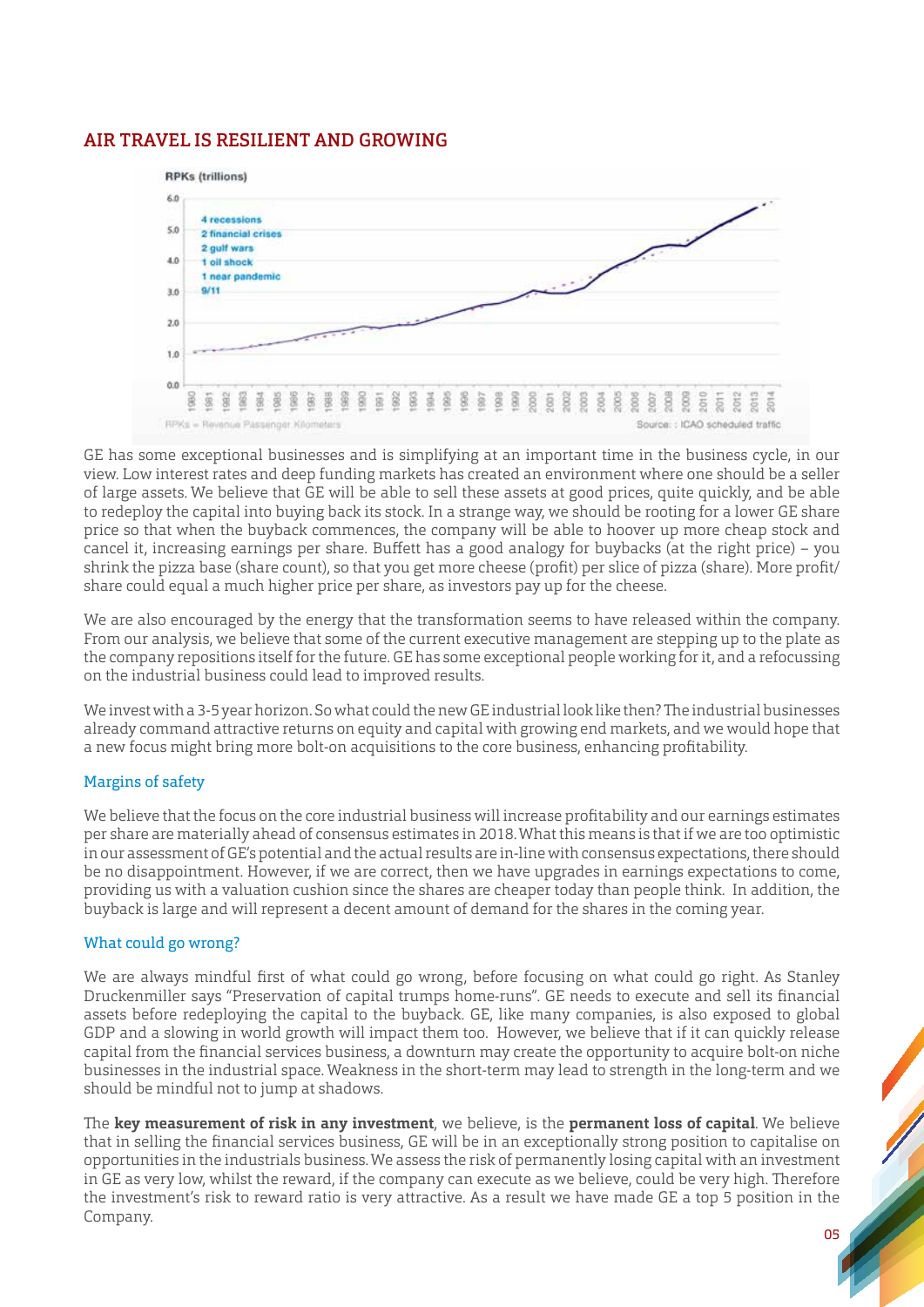## AIR TRAVEL IS RESILIENT AND GROWING

RPKs (trillions)

4 recessions
2 financial crises
2 gulf wars
1 oil shock
1 near pandemic
9/11

RPKs = Revenue Passenger Kilometers

Source: : ICAO scheduled traffic

GE has some exceptional businesses and is simplifying at an important time in the business cycle, in our view. Low interest rates and deep funding markets has created an environment where one should be a seller of large assets. We believe that GE will be able to sell these assets at good prices, quite quickly, and be able to redeploy the capital into buying back its stock. In a strange way, we should be rooting for a lower GE share price so that when the buyback commences, the company will be able to hoover up more cheap stock and cancel it, increasing earnings per share. Buffett has a good analogy for buybacks (at the right price) – you shrink the pizza base (share count), so that you get more cheese (profit) per slice of pizza (share). More profit/share could equal a much higher price per share, as investors pay up for the cheese.

We are also encouraged by the energy that the transformation seems to have released within the company. From our analysis, we believe that some of the current executive management are stepping up to the plate as the company repositions itself for the future. GE has some exceptional people working for it, and a refocussing on the industrial business could lead to improved results.

We invest with a 3-5 year horizon. So what could the new GE industrial look like then? The industrial businesses already command attractive returns on equity and capital with growing end markets, and we would hope that a new focus might bring more bolt-on acquisitions to the core business, enhancing profitability.

### Margins of safety

We believe that the focus on the core industrial business will increase profitability and our earnings estimates per share are materially ahead of consensus estimates in 2018. What this means is that if we are too optimistic in our assessment of GE's potential and the actual results are in-line with consensus expectations, there should be no disappointment. However, if we are correct, then we have upgrades in earnings expectations to come, providing us with a valuation cushion since the shares are cheaper today than people think. In addition, the buyback is large and will represent a decent amount of demand for the shares in the coming year.

### What could go wrong?

We are always mindful first of what could go wrong, before focusing on what could go right. As Stanley Druckenmiller says "Preservation of capital trumps home-runs". GE needs to execute and sell its financial assets before redeploying the capital to the buyback. GE, like many companies, is also exposed to global GDP and a slowing in world growth will impact them too. However, we believe that if it can quickly release capital from the financial services business, a downturn may create the opportunity to acquire bolt-on niche businesses in the industrial space. Weakness in the short-term may lead to strength in the long-term and we should be mindful not to jump at shadows.

The **key measurement of risk in any investment**, we believe, is the **permanent loss of capital**. We believe that in selling the financial services business, GE will be in an exceptionally strong position to capitalise on opportunities in the industrials business. We assess the risk of permanently losing capital with an investment in GE as very low, whilst the reward, if the company can execute as we believe, could be very high. Therefore the investment's risk to reward ratio is very attractive. As a result we have made GE a top 5 position in the Company.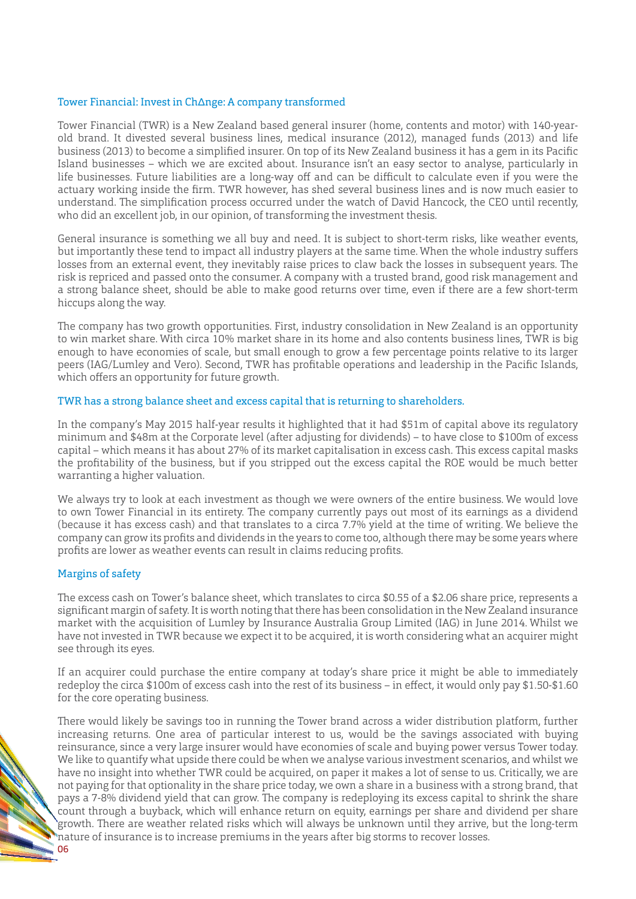## Tower Financial: Invest in Ch∆nge: A company transformed

Tower Financial (TWR) is a New Zealand based general insurer (home, contents and motor) with 140-year-old brand. It divested several business lines, medical insurance (2012), managed funds (2013) and life business (2013) to become a simplified insurer. On top of its New Zealand business it has a gem in its Pacific Island businesses – which we are excited about. Insurance isn't an easy sector to analyse, particularly in life businesses. Future liabilities are a long-way off and can be difficult to calculate even if you were the actuary working inside the firm. TWR however, has shed several business lines and is now much easier to understand. The simplification process occurred under the watch of David Hancock, the CEO until recently, who did an excellent job, in our opinion, of transforming the investment thesis.

General insurance is something we all buy and need. It is subject to short-term risks, like weather events, but importantly these tend to impact all industry players at the same time. When the whole industry suffers losses from an external event, they inevitably raise prices to claw back the losses in subsequent years. The risk is repriced and passed onto the consumer. A company with a trusted brand, good risk management and a strong balance sheet, should be able to make good returns over time, even if there are a few short-term hiccups along the way.

The company has two growth opportunities. First, industry consolidation in New Zealand is an opportunity to win market share. With circa 10% market share in its home and also contents business lines, TWR is big enough to have economies of scale, but small enough to grow a few percentage points relative to its larger peers (IAG/Lumley and Vero). Second, TWR has profitable operations and leadership in the Pacific Islands, which offers an opportunity for future growth.

### TWR has a strong balance sheet and excess capital that is returning to shareholders.

In the company's May 2015 half-year results it highlighted that it had $51m of capital above its regulatory minimum and $48m at the Corporate level (after adjusting for dividends) – to have close to $100m of excess capital – which means it has about 27% of its market capitalisation in excess cash. This excess capital masks the profitability of the business, but if you stripped out the excess capital the ROE would be much better warranting a higher valuation.

We always try to look at each investment as though we were owners of the entire business. We would love to own Tower Financial in its entirety. The company currently pays out most of its earnings as a dividend (because it has excess cash) and that translates to a circa 7.7% yield at the time of writing. We believe the company can grow its profits and dividends in the years to come too, although there may be some years where profits are lower as weather events can result in claims reducing profits.

### Margins of safety

The excess cash on Tower's balance sheet, which translates to circa $0.55 of a $2.06 share price, represents a significant margin of safety. It is worth noting that there has been consolidation in the New Zealand insurance market with the acquisition of Lumley by Insurance Australia Group Limited (IAG) in June 2014. Whilst we have not invested in TWR because we expect it to be acquired, it is worth considering what an acquirer might see through its eyes.

If an acquirer could purchase the entire company at today's share price it might be able to immediately redeploy the circa $100m of excess cash into the rest of its business – in effect, it would only pay $1.50-$1.60 for the core operating business.

There would likely be savings too in running the Tower brand across a wider distribution platform, further increasing returns. One area of particular interest to us, would be the savings associated with buying reinsurance, since a very large insurer would have economies of scale and buying power versus Tower today. We like to quantify what upside there could be when we analyse various investment scenarios, and whilst we have no insight into whether TWR could be acquired, on paper it makes a lot of sense to us. Critically, we are not paying for that optionality in the share price today, we own a share in a business with a strong brand, that pays a 7-8% dividend yield that can grow. The company is redeploying its excess capital to shrink the share count through a buyback, which will enhance return on equity, earnings per share and dividend per share growth. There are weather related risks which will always be unknown until they arrive, but the long-term nature of insurance is to increase premiums in the years after big storms to recover losses.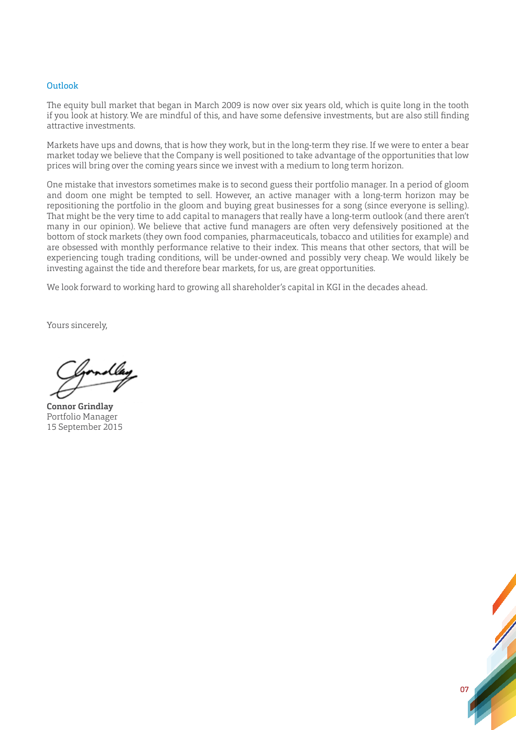## Outlook

The equity bull market that began in March 2009 is now over six years old, which is quite long in the tooth if you look at history. We are mindful of this, and have some defensive investments, but are also still finding attractive investments.

Markets have ups and downs, that is how they work, but in the long-term they rise. If we were to enter a bear market today we believe that the Company is well positioned to take advantage of the opportunities that low prices will bring over the coming years since we invest with a medium to long term horizon.

One mistake that investors sometimes make is to second guess their portfolio manager. In a period of gloom and doom one might be tempted to sell. However, an active manager with a long-term horizon may be repositioning the portfolio in the gloom and buying great businesses for a song (since everyone is selling). That might be the very time to add capital to managers that really have a long-term outlook (and there aren't many in our opinion). We believe that active fund managers are often very defensively positioned at the bottom of stock markets (they own food companies, pharmaceuticals, tobacco and utilities for example) and are obsessed with monthly performance relative to their index. This means that other sectors, that will be experiencing tough trading conditions, will be under-owned and possibly very cheap. We would likely be investing against the tide and therefore bear markets, for us, are great opportunities.

We look forward to working hard to growing all shareholder's capital in KGI in the decades ahead.

Yours sincerely,

**Connor Grindlay**
Portfolio Manager
15 September 2015